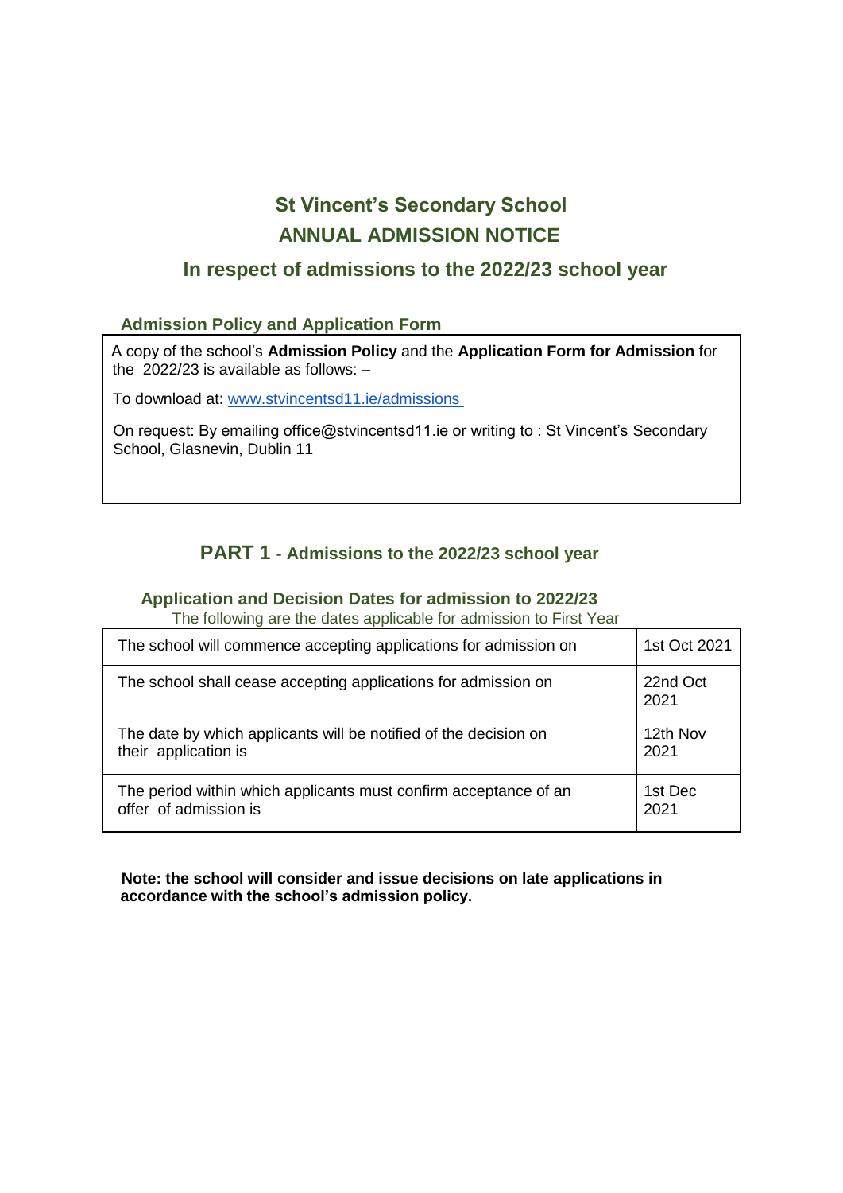# St Vincent's Secondary School

## ANNUAL ADMISSION NOTICE

## In respect of admissions to the 2022/23 school year

### Admission Policy and Application Form

A copy of the school's **Admission Policy** and the **Application Form for Admission** for the 2022/23 is available as follows: –

To download at: [www.stvincentsd11.ie/admissions](http://www.stvincentsd11.ie/admissions)

On request: By emailing office@stvincentsd11.ie or writing to : St Vincent's Secondary School, Glasnevin, Dublin 11

## PART 1 - Admissions to the 2022/23 school year

### Application and Decision Dates for admission to 2022/23

The following are the dates applicable for admission to First Year

| | |
|---|---|
| The school will commence accepting applications for admission on | 1st Oct 2021 |
| The school shall cease accepting applications for admission on | 22nd Oct 2021 |
| The date by which applicants will be notified of the decision on their application is | 12th Nov 2021 |
| The period within which applicants must confirm acceptance of an offer of admission is | 1st Dec 2021 |

**Note: the school will consider and issue decisions on late applications in accordance with the school's admission policy.**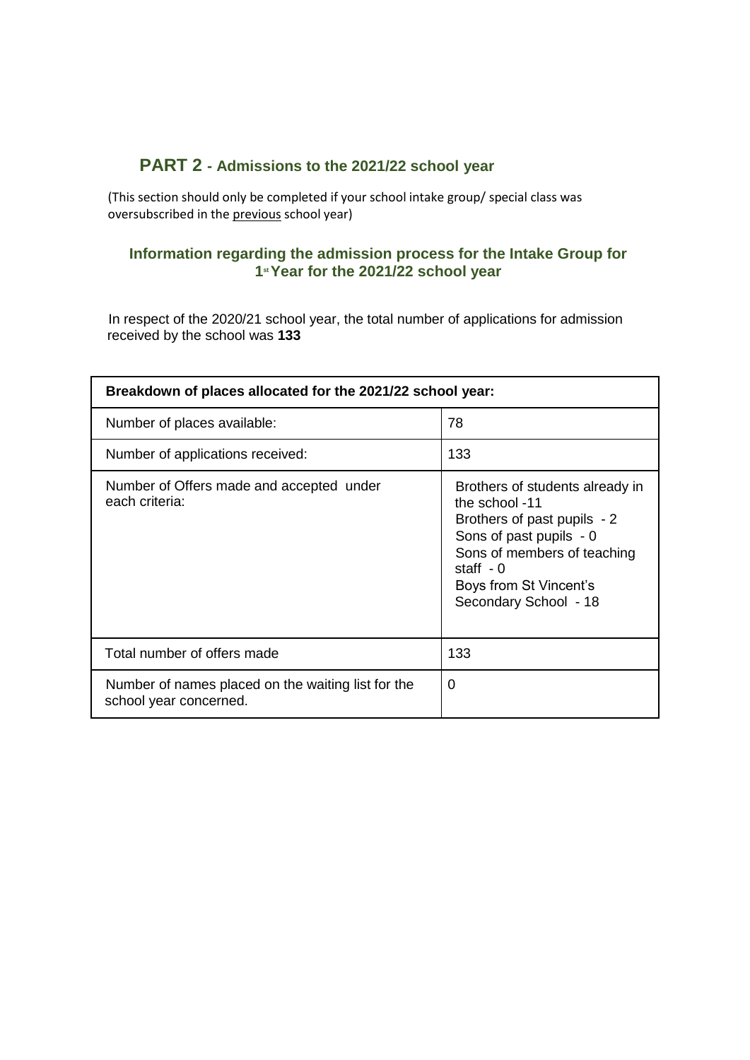## PART 2 - Admissions to the 2021/22 school year

(This section should only be completed if your school intake group/ special class was oversubscribed in the previous school year)

### Information regarding the admission process for the Intake Group for 1st Year for the 2021/22 school year

In respect of the 2020/21 school year, the total number of applications for admission received by the school was **133**

| **Breakdown of places allocated for the 2021/22 school year:** | |
|---|---|
| Number of places available: | 78 |
| Number of applications received: | 133 |
| Number of Offers made and accepted under each criteria: | Brothers of students already in the school -11<br>Brothers of past pupils - 2<br>Sons of past pupils - 0<br>Sons of members of teaching staff - 0<br>Boys from St Vincent's Secondary School - 18 |
| Total number of offers made | 133 |
| Number of names placed on the waiting list for the school year concerned. | 0 |